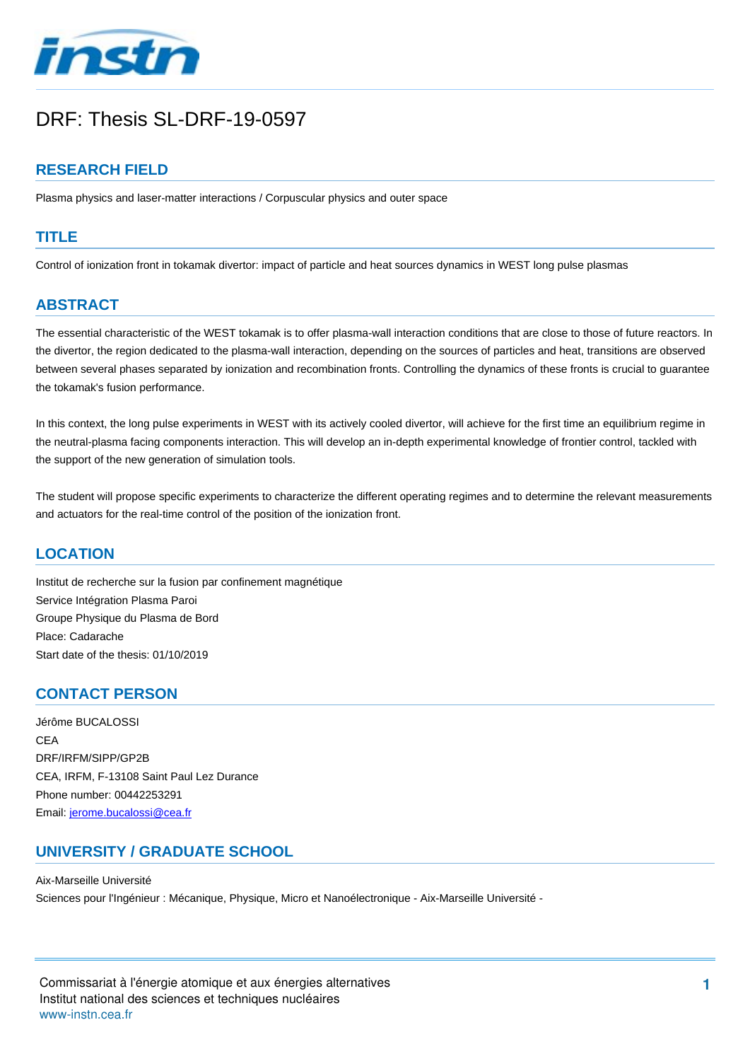# DRF: Thesis SL-DRF-19-0597

## RESEARCH FIELD

Plasma physics and laser-matter interactions / Corpuscular physics and outer space

## TITLE

Control of ionization front in tokamak divertor: impact of particle and heat sources dynamics in WEST long pulse plasmas

## ABSTRACT

The essential characteristic of the WEST tokamak is to offer plasma-wall interaction conditions that are close to those of future reactors. In the divertor, the region dedicated to the plasma-wall interaction, depending on the sources of particles and heat, transitions are observed between several phases separated by ionization and recombination fronts. Controlling the dynamics of these fronts is crucial to guarantee the tokamak's fusion performance.

In this context, the long pulse experiments in WEST with its actively cooled divertor, will achieve for the first time an equilibrium regime in the neutral-plasma facing components interaction. This will develop an in-depth experimental knowledge of frontier control, tackled with the support of the new generation of simulation tools.

The student will propose specific experiments to characterize the different operating regimes and to determine the relevant measurements and actuators for the real-time control of the position of the ionization front.

## LOCATION

Institut de recherche sur la fusion par confinement magnétique
Service Intégration Plasma Paroi
Groupe Physique du Plasma de Bord
Place: Cadarache
Start date of the thesis: 01/10/2019

## CONTACT PERSON

Jérôme BUCALOSSI
CEA
DRF/IRFM/SIPP/GP2B
CEA, IRFM, F-13108 Saint Paul Lez Durance
Phone number: 00442253291
Email: jerome.bucalossi@cea.fr

## UNIVERSITY / GRADUATE SCHOOL

Aix-Marseille Université
Sciences pour l'Ingénieur : Mécanique, Physique, Micro et Nanoélectronique - Aix-Marseille Université -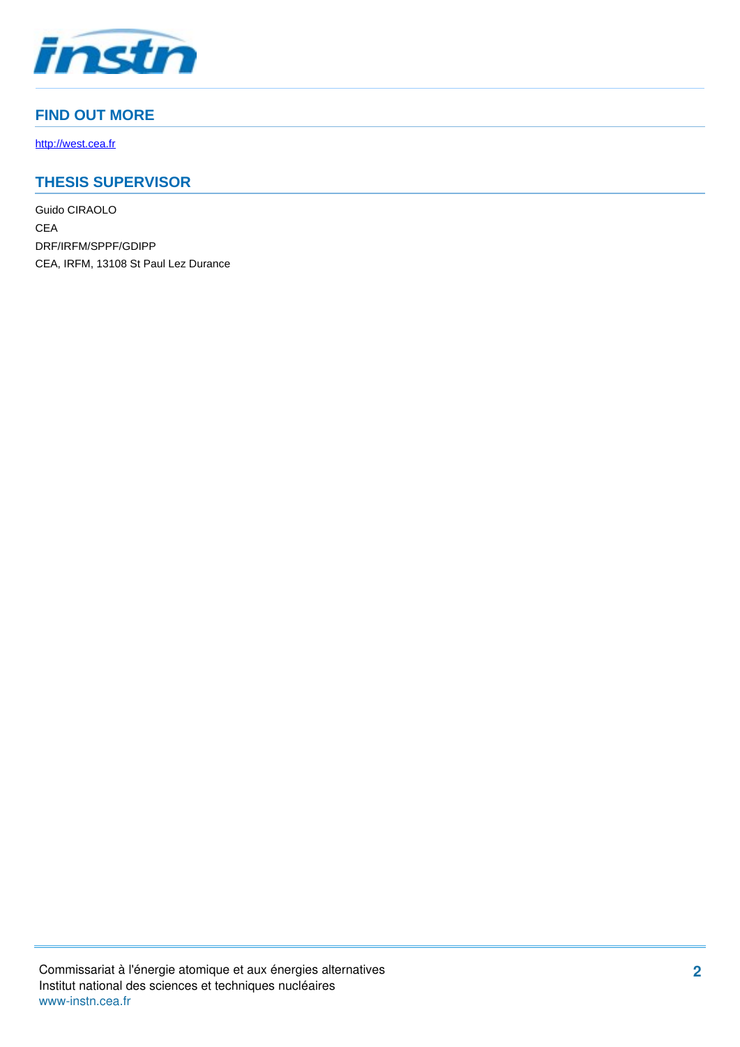## FIND OUT MORE

http://west.cea.fr

## THESIS SUPERVISOR

Guido CIRAOLO
CEA
DRF/IRFM/SPPF/GDIPP
CEA, IRFM, 13108 St Paul Lez Durance